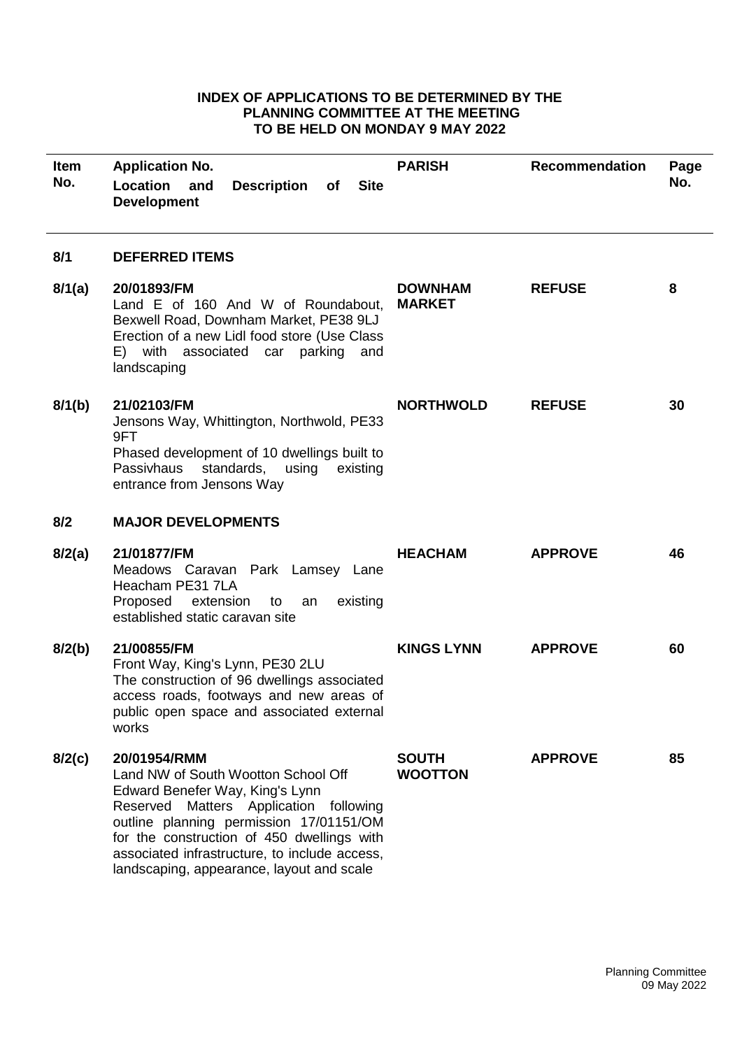# INDEX OF APPLICATIONS TO BE DETERMINED BY THE PLANNING COMMITTEE AT THE MEETING TO BE HELD ON MONDAY 9 MAY 2022

| Item No. | Application No. Location and Description of Site Development | PARISH | Recommendation | Page No. |
|---|---|---|---|---|
| **8/1** | **DEFERRED ITEMS** | | | |
| **8/1(a)** | **20/01893/FM** Land E of 160 And W of Roundabout, Bexwell Road, Downham Market, PE38 9LJ Erection of a new Lidl food store (Use Class E) with associated car parking and landscaping | **DOWNHAM MARKET** | **REFUSE** | **8** |
| **8/1(b)** | **21/02103/FM** Jensons Way, Whittington, Northwold, PE33 9FT Phased development of 10 dwellings built to Passivhaus standards, using existing entrance from Jensons Way | **NORTHWOLD** | **REFUSE** | **30** |
| **8/2** | **MAJOR DEVELOPMENTS** | | | |
| **8/2(a)** | **21/01877/FM** Meadows Caravan Park Lamsey Lane Heacham PE31 7LA Proposed extension to an existing established static caravan site | **HEACHAM** | **APPROVE** | **46** |
| **8/2(b)** | **21/00855/FM** Front Way, King's Lynn, PE30 2LU The construction of 96 dwellings associated access roads, footways and new areas of public open space and associated external works | **KINGS LYNN** | **APPROVE** | **60** |
| **8/2(c)** | **20/01954/RMM** Land NW of South Wootton School Off Edward Benefer Way, King's Lynn Reserved Matters Application following outline planning permission 17/01151/OM for the construction of 450 dwellings with associated infrastructure, to include access, landscaping, appearance, layout and scale | **SOUTH WOOTTON** | **APPROVE** | **85** |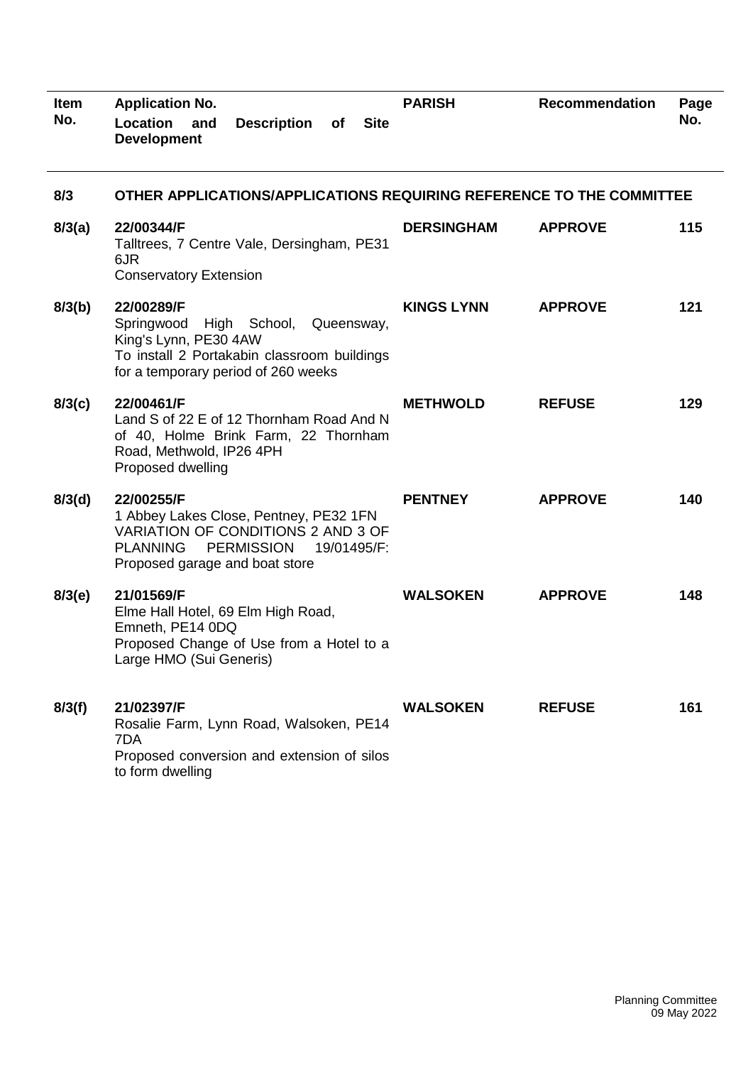| Item No. | Application No. Location and Description of Site Development | PARISH | Recommendation | Page No. |
|---|---|---|---|---|
| **8/3** | **OTHER APPLICATIONS/APPLICATIONS REQUIRING REFERENCE TO THE COMMITTEE** | | | |
| **8/3(a)** | **22/00344/F** Talltrees, 7 Centre Vale, Dersingham, PE31 6JR Conservatory Extension | **DERSINGHAM** | **APPROVE** | **115** |
| **8/3(b)** | **22/00289/F** Springwood High School, Queensway, King's Lynn, PE30 4AW To install 2 Portakabin classroom buildings for a temporary period of 260 weeks | **KINGS LYNN** | **APPROVE** | **121** |
| **8/3(c)** | **22/00461/F** Land S of 22 E of 12 Thornham Road And N of 40, Holme Brink Farm, 22 Thornham Road, Methwold, IP26 4PH Proposed dwelling | **METHWOLD** | **REFUSE** | **129** |
| **8/3(d)** | **22/00255/F** 1 Abbey Lakes Close, Pentney, PE32 1FN VARIATION OF CONDITIONS 2 AND 3 OF PLANNING PERMISSION 19/01495/F: Proposed garage and boat store | **PENTNEY** | **APPROVE** | **140** |
| **8/3(e)** | **21/01569/F** Elme Hall Hotel, 69 Elm High Road, Emneth, PE14 0DQ Proposed Change of Use from a Hotel to a Large HMO (Sui Generis) | **WALSOKEN** | **APPROVE** | **148** |
| **8/3(f)** | **21/02397/F** Rosalie Farm, Lynn Road, Walsoken, PE14 7DA Proposed conversion and extension of silos to form dwelling | **WALSOKEN** | **REFUSE** | **161** |